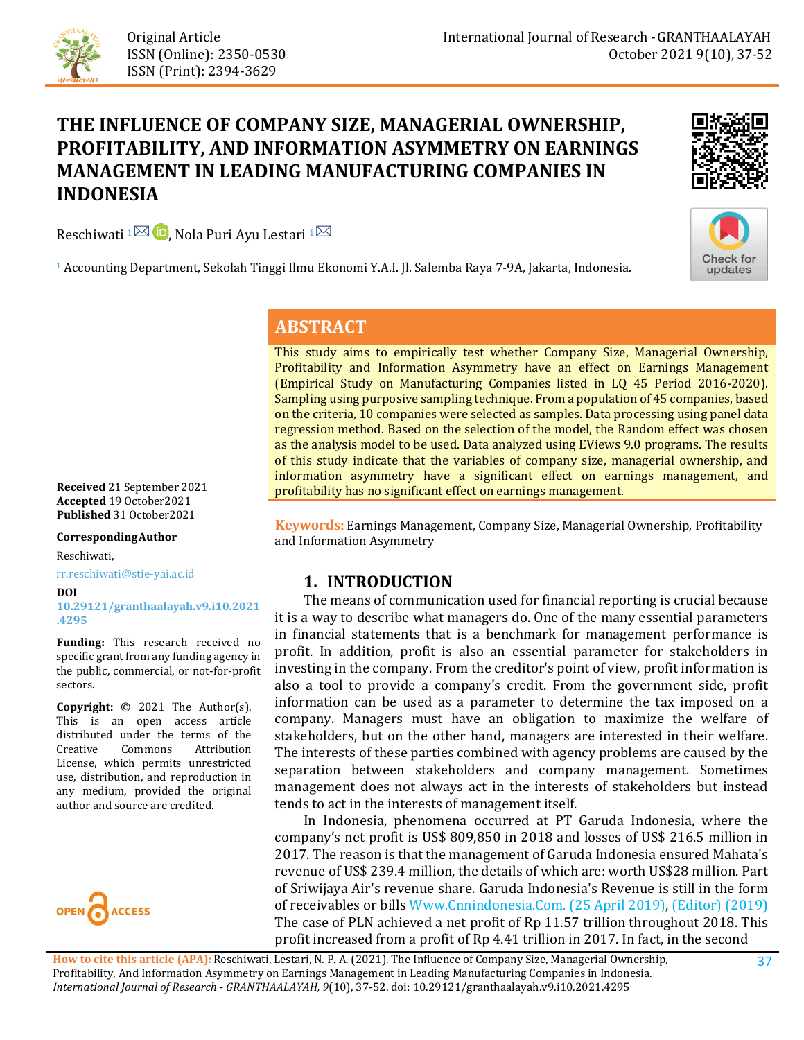Original Article
ISSN (Online): 2350-0530
ISSN (Print): 2394-3629

International Journal of Research - GRANTHAALAYAH

# THE INFLUENCE OF COMPANY SIZE, MANAGERIAL OWNERSHIP, PROFITABILITY, AND INFORMATION ASYMMETRY ON EARNINGS MANAGEMENT IN LEADING MANUFACTURING COMPANIES IN INDONESIA

Reschiwati [1], Nola Puri Ayu Lestari [1]

[1] Accounting Department, Sekolah Tinggi Ilmu Ekonomi Y.A.I. Jl. Salemba Raya 7-9A, Jakarta, Indonesia.

## ABSTRACT

This study aims to empirically test whether Company Size, Managerial Ownership, Profitability and Information Asymmetry have an effect on Earnings Management (Empirical Study on Manufacturing Companies listed in LQ 45 Period 2016-2020). Sampling using purposive sampling technique. From a population of 45 companies, based on the criteria, 10 companies were selected as samples. Data processing using panel data regression method. Based on the selection of the model, the Random effect was chosen as the analysis model to be used. Data analyzed using EViews 9.0 programs. The results of this study indicate that the variables of company size, managerial ownership, and information asymmetry have a significant effect on earnings management, and profitability has no significant effect on earnings management.

**Keywords:** Earnings Management, Company Size, Managerial Ownership, Profitability and Information Asymmetry

**Received** 21 September 2021
**Accepted** 19 October2021
**Published** 31 October2021

**CorrespondingAuthor**
Reschiwati,
rr.reschiwati@stie-yai.ac.id

**DOI**
10.29121/granthaalayah.v9.i10.2021.4295

**Funding:** This research received no specific grant from any funding agency in the public, commercial, or not-for-profit sectors.

**Copyright:** © 2021 The Author(s). This is an open access article distributed under the terms of the Creative Commons Attribution License, which permits unrestricted use, distribution, and reproduction in any medium, provided the original author and source are credited.

## 1. INTRODUCTION

The means of communication used for financial reporting is crucial because it is a way to describe what managers do. One of the many essential parameters in financial statements that is a benchmark for management performance is profit. In addition, profit is also an essential parameter for stakeholders in investing in the company. From the creditor's point of view, profit information is also a tool to provide a company's credit. From the government side, profit information can be used as a parameter to determine the tax imposed on a company. Managers must have an obligation to maximize the welfare of stakeholders, but on the other hand, managers are interested in their welfare. The interests of these parties combined with agency problems are caused by the separation between stakeholders and company management. Sometimes management does not always act in the interests of stakeholders but instead tends to act in the interests of management itself.

In Indonesia, phenomena occurred at PT Garuda Indonesia, where the company's net profit is US$ 809,850 in 2018 and losses of US$ 216.5 million in 2017. The reason is that the management of Garuda Indonesia ensured Mahata's revenue of US$ 239.4 million, the details of which are: worth US$28 million. Part of Sriwijaya Air's revenue share. Garuda Indonesia's Revenue is still in the form of receivables or bills Www.Cnnindonesia.Com. (25 April 2019), (Editor) (2019) The case of PLN achieved a net profit of Rp 11.57 trillion throughout 2018. This profit increased from a profit of Rp 4.41 trillion in 2017. In fact, in the second

**How to cite this article (APA):** Reschiwati, Lestari, N. P. A. (2021). The Influence of Company Size, Managerial Ownership, Profitability, And Information Asymmetry on Earnings Management in Leading Manufacturing Companies in Indonesia. *International Journal of Research - GRANTHAALAYAH, 9*(10), 37-52. doi: 10.29121/granthaalayah.v9.i10.2021.4295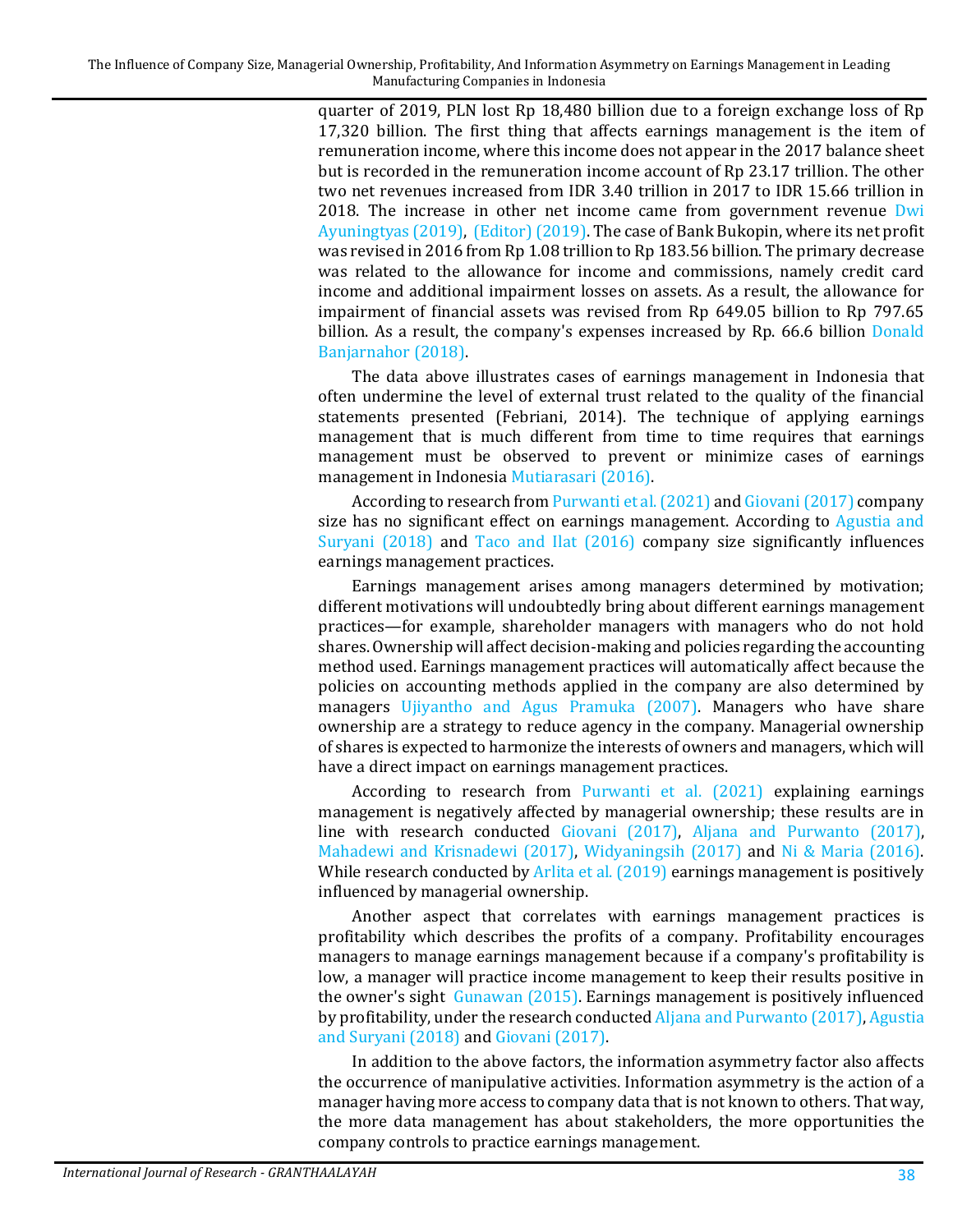quarter of 2019, PLN lost Rp 18,480 billion due to a foreign exchange loss of Rp 17,320 billion. The first thing that affects earnings management is the item of remuneration income, where this income does not appear in the 2017 balance sheet but is recorded in the remuneration income account of Rp 23.17 trillion. The other two net revenues increased from IDR 3.40 trillion in 2017 to IDR 15.66 trillion in 2018. The increase in other net income came from government revenue Dwi Ayuningtyas (2019), (Editor) (2019). The case of Bank Bukopin, where its net profit was revised in 2016 from Rp 1.08 trillion to Rp 183.56 billion. The primary decrease was related to the allowance for income and commissions, namely credit card income and additional impairment losses on assets. As a result, the allowance for impairment of financial assets was revised from Rp 649.05 billion to Rp 797.65 billion. As a result, the company's expenses increased by Rp. 66.6 billion Donald Banjarnahor (2018).

The data above illustrates cases of earnings management in Indonesia that often undermine the level of external trust related to the quality of the financial statements presented (Febriani, 2014). The technique of applying earnings management that is much different from time to time requires that earnings management must be observed to prevent or minimize cases of earnings management in Indonesia Mutiarasari (2016).

According to research from Purwanti et al. (2021) and Giovani (2017) company size has no significant effect on earnings management. According to Agustia and Suryani (2018) and Taco and Ilat (2016) company size significantly influences earnings management practices.

Earnings management arises among managers determined by motivation; different motivations will undoubtedly bring about different earnings management practices—for example, shareholder managers with managers who do not hold shares. Ownership will affect decision-making and policies regarding the accounting method used. Earnings management practices will automatically affect because the policies on accounting methods applied in the company are also determined by managers Ujiyantho and Agus Pramuka (2007). Managers who have share ownership are a strategy to reduce agency in the company. Managerial ownership of shares is expected to harmonize the interests of owners and managers, which will have a direct impact on earnings management practices.

According to research from Purwanti et al. (2021) explaining earnings management is negatively affected by managerial ownership; these results are in line with research conducted Giovani (2017), Aljana and Purwanto (2017), Mahadewi and Krisnadewi (2017), Widyaningsih (2017) and Ni & Maria (2016). While research conducted by Arlita et al. (2019) earnings management is positively influenced by managerial ownership.

Another aspect that correlates with earnings management practices is profitability which describes the profits of a company. Profitability encourages managers to manage earnings management because if a company's profitability is low, a manager will practice income management to keep their results positive in the owner's sight Gunawan (2015). Earnings management is positively influenced by profitability, under the research conducted Aljana and Purwanto (2017), Agustia and Suryani (2018) and Giovani (2017).

In addition to the above factors, the information asymmetry factor also affects the occurrence of manipulative activities. Information asymmetry is the action of a manager having more access to company data that is not known to others. That way, the more data management has about stakeholders, the more opportunities the company controls to practice earnings management.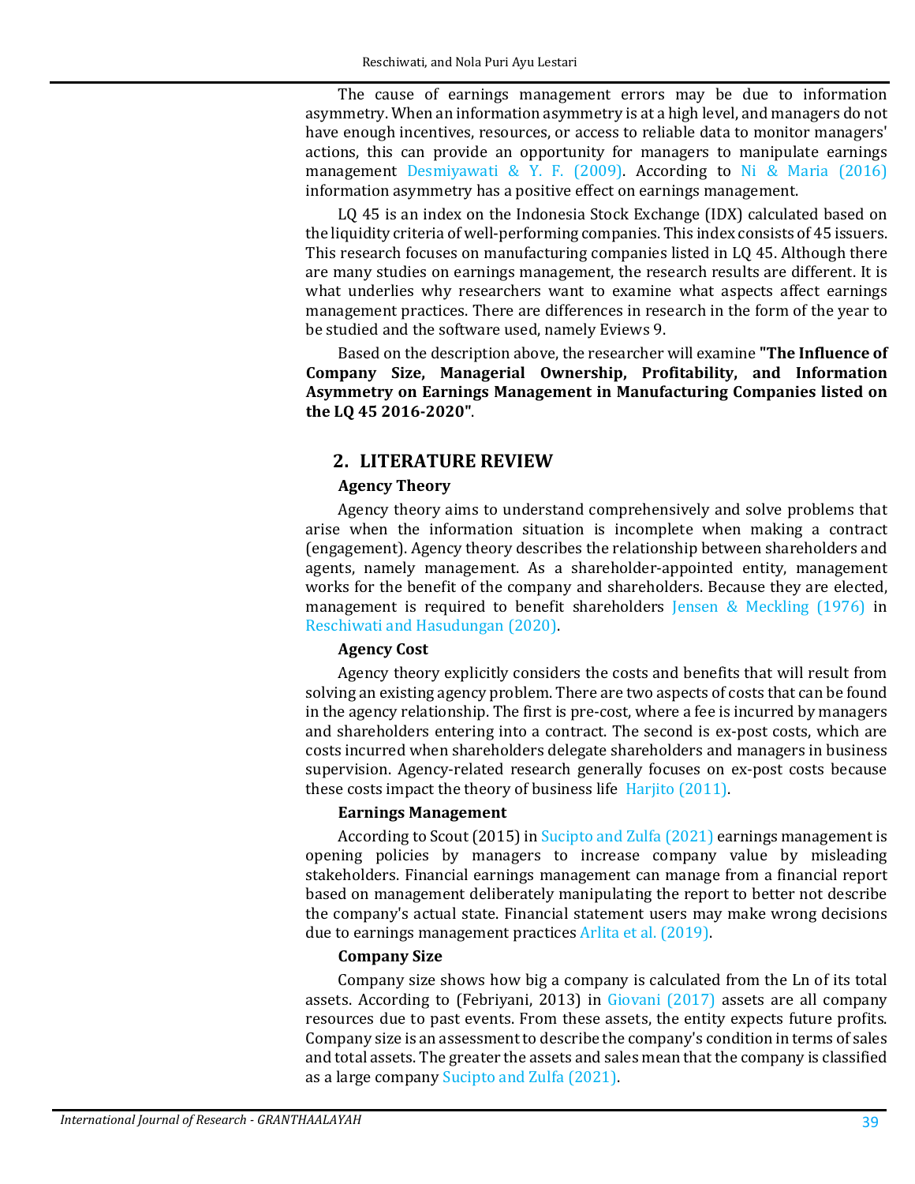The cause of earnings management errors may be due to information asymmetry. When an information asymmetry is at a high level, and managers do not have enough incentives, resources, or access to reliable data to monitor managers' actions, this can provide an opportunity for managers to manipulate earnings management Desmiyawati & Y. F. (2009). According to Ni & Maria (2016) information asymmetry has a positive effect on earnings management.

LQ 45 is an index on the Indonesia Stock Exchange (IDX) calculated based on the liquidity criteria of well-performing companies. This index consists of 45 issuers. This research focuses on manufacturing companies listed in LQ 45. Although there are many studies on earnings management, the research results are different. It is what underlies why researchers want to examine what aspects affect earnings management practices. There are differences in research in the form of the year to be studied and the software used, namely Eviews 9.

Based on the description above, the researcher will examine **"The Influence of Company Size, Managerial Ownership, Profitability, and Information Asymmetry on Earnings Management in Manufacturing Companies listed on the LQ 45 2016-2020"**.

## 2. LITERATURE REVIEW

### Agency Theory

Agency theory aims to understand comprehensively and solve problems that arise when the information situation is incomplete when making a contract (engagement). Agency theory describes the relationship between shareholders and agents, namely management. As a shareholder-appointed entity, management works for the benefit of the company and shareholders. Because they are elected, management is required to benefit shareholders Jensen & Meckling (1976) in Reschiwati and Hasudungan (2020).

### Agency Cost

Agency theory explicitly considers the costs and benefits that will result from solving an existing agency problem. There are two aspects of costs that can be found in the agency relationship. The first is pre-cost, where a fee is incurred by managers and shareholders entering into a contract. The second is ex-post costs, which are costs incurred when shareholders delegate shareholders and managers in business supervision. Agency-related research generally focuses on ex-post costs because these costs impact the theory of business life Harjito (2011).

### Earnings Management

According to Scout (2015) in Sucipto and Zulfa (2021) earnings management is opening policies by managers to increase company value by misleading stakeholders. Financial earnings management can manage from a financial report based on management deliberately manipulating the report to better not describe the company's actual state. Financial statement users may make wrong decisions due to earnings management practices Arlita et al. (2019).

### Company Size

Company size shows how big a company is calculated from the Ln of its total assets. According to (Febriyani, 2013) in Giovani (2017) assets are all company resources due to past events. From these assets, the entity expects future profits. Company size is an assessment to describe the company's condition in terms of sales and total assets. The greater the assets and sales mean that the company is classified as a large company Sucipto and Zulfa (2021).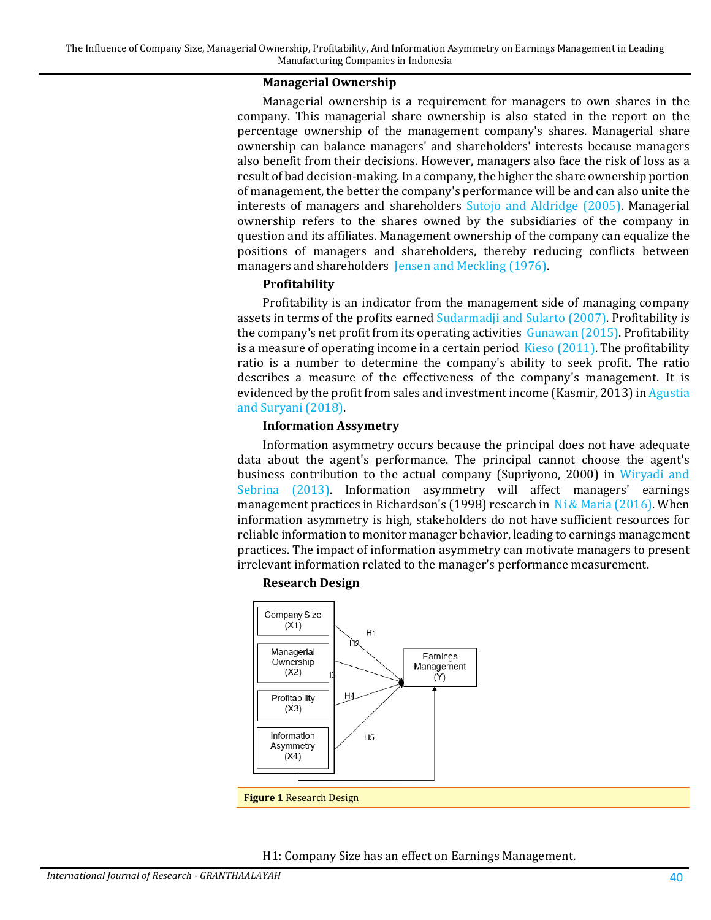### Managerial Ownership

Managerial ownership is a requirement for managers to own shares in the company. This managerial share ownership is also stated in the report on the percentage ownership of the management company's shares. Managerial share ownership can balance managers' and shareholders' interests because managers also benefit from their decisions. However, managers also face the risk of loss as a result of bad decision-making. In a company, the higher the share ownership portion of management, the better the company's performance will be and can also unite the interests of managers and shareholders Sutojo and Aldridge (2005). Managerial ownership refers to the shares owned by the subsidiaries of the company in question and its affiliates. Management ownership of the company can equalize the positions of managers and shareholders, thereby reducing conflicts between managers and shareholders Jensen and Meckling (1976).

### Profitability

Profitability is an indicator from the management side of managing company assets in terms of the profits earned Sudarmadji and Sularto (2007). Profitability is the company's net profit from its operating activities Gunawan (2015). Profitability is a measure of operating income in a certain period Kieso (2011). The profitability ratio is a number to determine the company's ability to seek profit. The ratio describes a measure of the effectiveness of the company's management. It is evidenced by the profit from sales and investment income (Kasmir, 2013) in Agustia and Suryani (2018).

### Information Assymetry

Information asymmetry occurs because the principal does not have adequate data about the agent's performance. The principal cannot choose the agent's business contribution to the actual company (Supriyono, 2000) in Wiryadi and Sebrina (2013). Information asymmetry will affect managers' earnings management practices in Richardson's (1998) research in Ni & Maria (2016). When information asymmetry is high, stakeholders do not have sufficient resources for reliable information to monitor manager behavior, leading to earnings management practices. The impact of information asymmetry can motivate managers to present irrelevant information related to the manager's performance measurement.

### Research Design

Company Size (X1) —H1→ Earnings Management (Y)
Managerial Ownership (X2) —H2→ Earnings Management (Y)
Profitability (X3) —H3→ Earnings Management (Y)
Information Asymmetry (X4) —H4→ Earnings Management (Y)
X1–X4 jointly —H5→ Earnings Management (Y)

**Figure 1** Research Design

H1: Company Size has an effect on Earnings Management.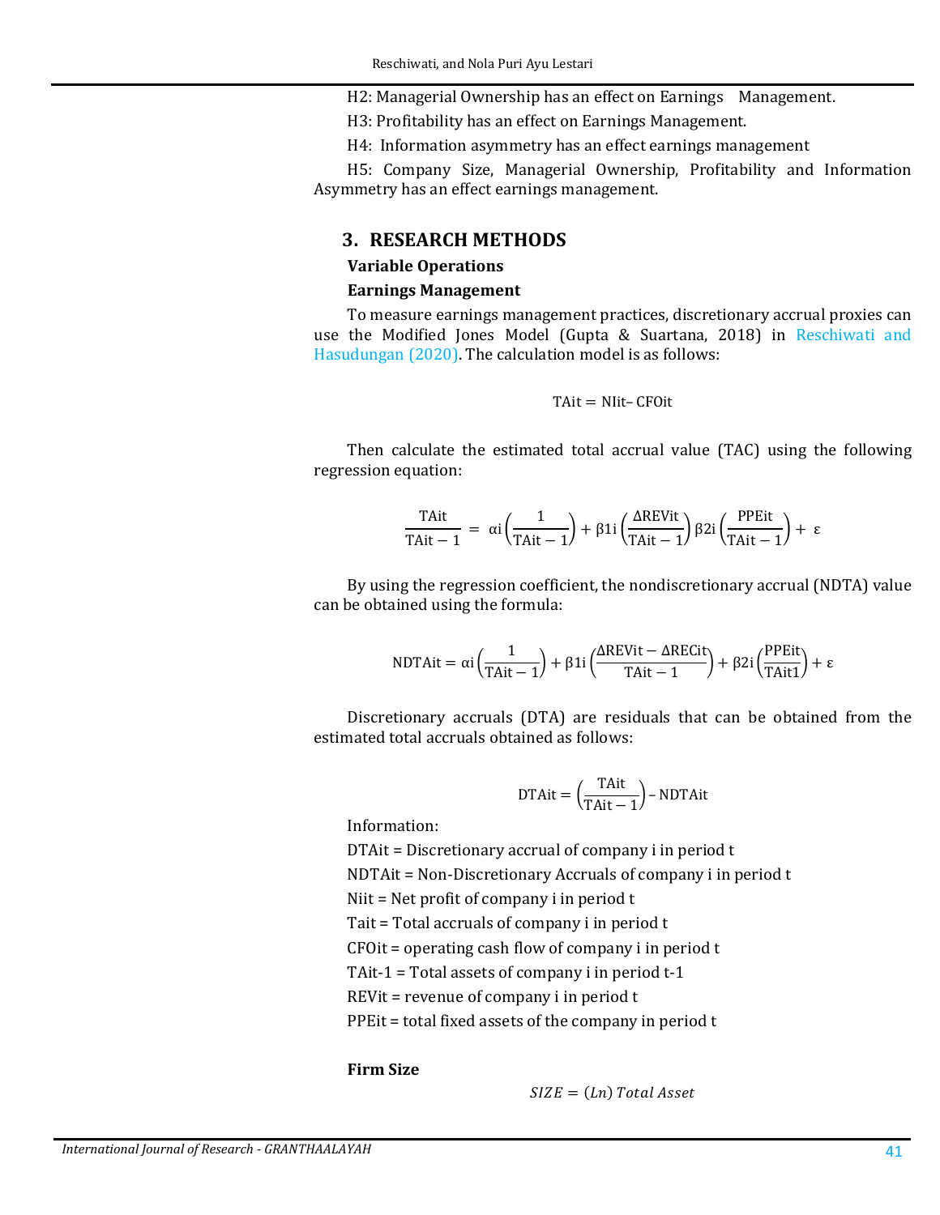H2: Managerial Ownership has an effect on Earnings Management.

H3: Profitability has an effect on Earnings Management.

H4: Information asymmetry has an effect earnings management

H5: Company Size, Managerial Ownership, Profitability and Information Asymmetry has an effect earnings management.

## 3. RESEARCH METHODS

### Variable Operations

### Earnings Management

To measure earnings management practices, discretionary accrual proxies can use the Modified Jones Model (Gupta & Suartana, 2018) in Reschiwati and Hasudungan (2020). The calculation model is as follows:

$$\text{TAit} = \text{NIit} - \text{CFOit}$$

Then calculate the estimated total accrual value (TAC) using the following regression equation:

$$\frac{\text{TAit}}{\text{TAit}-1} = \alpha\text{i}\left(\frac{1}{\text{TAit}-1}\right) + \beta 1\text{i}\left(\frac{\Delta\text{REVit}}{\text{TAit}-1}\right)\beta 2\text{i}\left(\frac{\text{PPEit}}{\text{TAit}-1}\right) + \varepsilon$$

By using the regression coefficient, the nondiscretionary accrual (NDTA) value can be obtained using the formula:

$$\text{NDTAit} = \alpha\text{i}\left(\frac{1}{\text{TAit}-1}\right) + \beta 1\text{i}\left(\frac{\Delta\text{REVit}-\Delta\text{RECit}}{\text{TAit}-1}\right) + \beta 2\text{i}\left(\frac{\text{PPEit}}{\text{TAit1}}\right) + \varepsilon$$

Discretionary accruals (DTA) are residuals that can be obtained from the estimated total accruals obtained as follows:

$$\text{DTAit} = \left(\frac{\text{TAit}}{\text{TAit}-1}\right) - \text{NDTAit}$$

Information:

DTAit = Discretionary accrual of company i in period t

NDTAit = Non-Discretionary Accruals of company i in period t

Niit = Net profit of company i in period t

Tait = Total accruals of company i in period t

CFOit = operating cash flow of company i in period t

TAit-1 = Total assets of company i in period t-1

REVit = revenue of company i in period t

PPEit = total fixed assets of the company in period t

### Firm Size

$$SIZE = (Ln)\ Total\ Asset$$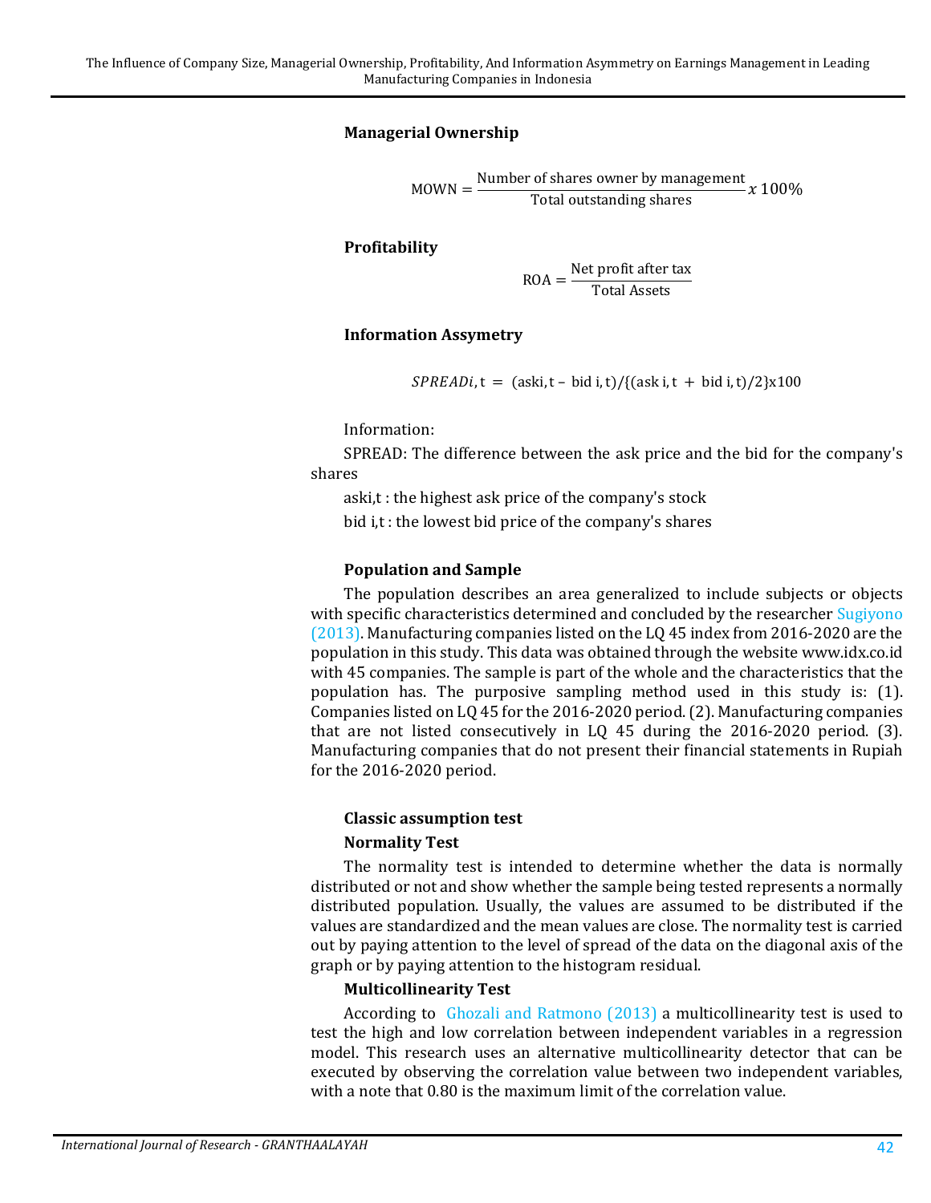**Managerial Ownership**

$$\text{MOWN} = \frac{\text{Number of shares owner by management}}{\text{Total outstanding shares}} x\, 100\%$$

**Profitability**

$$\text{ROA} = \frac{\text{Net profit after tax}}{\text{Total Assets}}$$

**Information Assymetry**

$$SPREADi, \text{t} = (\text{aski,t} - \text{bid i,t})/\{(\text{ask i,t} + \text{bid i,t})/2\}\text{x}100$$

Information:

SPREAD: The difference between the ask price and the bid for the company's shares

aski,t : the highest ask price of the company's stock

bid i,t : the lowest bid price of the company's shares

**Population and Sample**

The population describes an area generalized to include subjects or objects with specific characteristics determined and concluded by the researcher Sugiyono (2013). Manufacturing companies listed on the LQ 45 index from 2016-2020 are the population in this study. This data was obtained through the website www.idx.co.id with 45 companies. The sample is part of the whole and the characteristics that the population has. The purposive sampling method used in this study is: (1). Companies listed on LQ 45 for the 2016-2020 period. (2). Manufacturing companies that are not listed consecutively in LQ 45 during the 2016-2020 period. (3). Manufacturing companies that do not present their financial statements in Rupiah for the 2016-2020 period.

**Classic assumption test**

**Normality Test**

The normality test is intended to determine whether the data is normally distributed or not and show whether the sample being tested represents a normally distributed population. Usually, the values are assumed to be distributed if the values are standardized and the mean values are close. The normality test is carried out by paying attention to the level of spread of the data on the diagonal axis of the graph or by paying attention to the histogram residual.

**Multicollinearity Test**

According to Ghozali and Ratmono (2013) a multicollinearity test is used to test the high and low correlation between independent variables in a regression model. This research uses an alternative multicollinearity detector that can be executed by observing the correlation value between two independent variables, with a note that 0.80 is the maximum limit of the correlation value.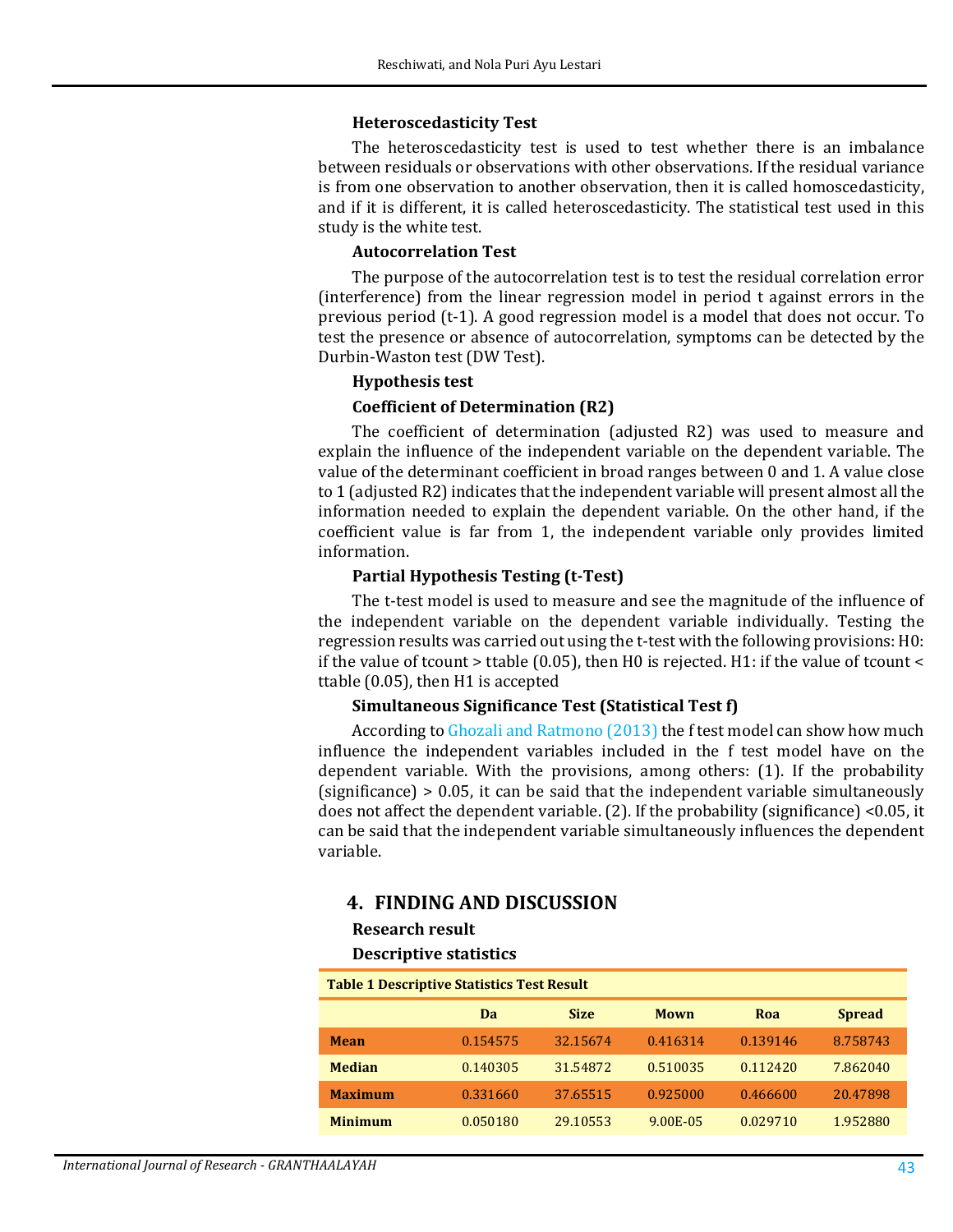### Heteroscedasticity Test

The heteroscedasticity test is used to test whether there is an imbalance between residuals or observations with other observations. If the residual variance is from one observation to another observation, then it is called homoscedasticity, and if it is different, it is called heteroscedasticity. The statistical test used in this study is the white test.

### Autocorrelation Test

The purpose of the autocorrelation test is to test the residual correlation error (interference) from the linear regression model in period t against errors in the previous period (t-1). A good regression model is a model that does not occur. To test the presence or absence of autocorrelation, symptoms can be detected by the Durbin-Waston test (DW Test).

### Hypothesis test

### Coefficient of Determination (R2)

The coefficient of determination (adjusted R2) was used to measure and explain the influence of the independent variable on the dependent variable. The value of the determinant coefficient in broad ranges between 0 and 1. A value close to 1 (adjusted R2) indicates that the independent variable will present almost all the information needed to explain the dependent variable. On the other hand, if the coefficient value is far from 1, the independent variable only provides limited information.

### Partial Hypothesis Testing (t-Test)

The t-test model is used to measure and see the magnitude of the influence of the independent variable on the dependent variable individually. Testing the regression results was carried out using the t-test with the following provisions: H0: if the value of tcount > ttable (0.05), then H0 is rejected. H1: if the value of tcount < ttable (0.05), then H1 is accepted

### Simultaneous Significance Test (Statistical Test f)

According to Ghozali and Ratmono (2013) the f test model can show how much influence the independent variables included in the f test model have on the dependent variable. With the provisions, among others: (1). If the probability (significance) > 0.05, it can be said that the independent variable simultaneously does not affect the dependent variable. (2). If the probability (significance) <0.05, it can be said that the independent variable simultaneously influences the dependent variable.

## 4. FINDING AND DISCUSSION

### Research result

### Descriptive statistics

**Table 1 Descriptive Statistics Test Result**

| | Da | Size | Mown | Roa | Spread |
|---|---|---|---|---|---|
| **Mean** | 0.154575 | 32.15674 | 0.416314 | 0.139146 | 8.758743 |
| **Median** | 0.140305 | 31.54872 | 0.510035 | 0.112420 | 7.862040 |
| **Maximum** | 0.331660 | 37.65515 | 0.925000 | 0.466600 | 20.47898 |
| **Minimum** | 0.050180 | 29.10553 | 9.00E-05 | 0.029710 | 1.952880 |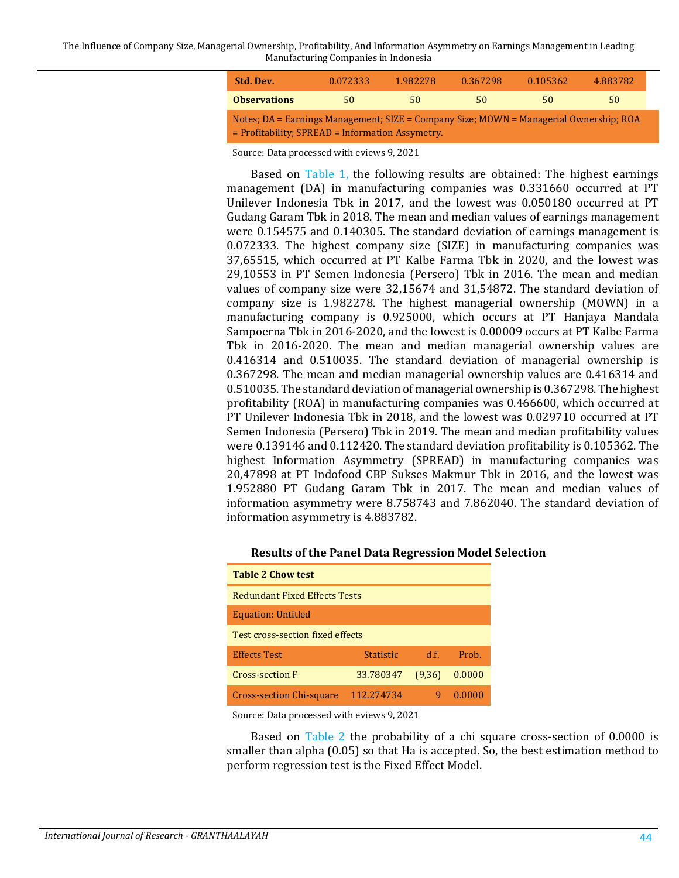| Std. Dev. | 0.072333 | 1.982278 | 0.367298 | 0.105362 | 4.883782 |
|---|---|---|---|---|---|
| Observations | 50 | 50 | 50 | 50 | 50 |

Notes; DA = Earnings Management; SIZE = Company Size; MOWN = Managerial Ownership; ROA = Profitability; SPREAD = Information Assymetry.

Source: Data processed with eviews 9, 2021

Based on Table 1, the following results are obtained: The highest earnings management (DA) in manufacturing companies was 0.331660 occurred at PT Unilever Indonesia Tbk in 2017, and the lowest was 0.050180 occurred at PT Gudang Garam Tbk in 2018. The mean and median values of earnings management were 0.154575 and 0.140305. The standard deviation of earnings management is 0.072333. The highest company size (SIZE) in manufacturing companies was 37,65515, which occurred at PT Kalbe Farma Tbk in 2020, and the lowest was 29,10553 in PT Semen Indonesia (Persero) Tbk in 2016. The mean and median values of company size were 32,15674 and 31,54872. The standard deviation of company size is 1.982278. The highest managerial ownership (MOWN) in a manufacturing company is 0.925000, which occurs at PT Hanjaya Mandala Sampoerna Tbk in 2016-2020, and the lowest is 0.00009 occurs at PT Kalbe Farma Tbk in 2016-2020. The mean and median managerial ownership values are 0.416314 and 0.510035. The standard deviation of managerial ownership is 0.367298. The mean and median managerial ownership values are 0.416314 and 0.510035. The standard deviation of managerial ownership is 0.367298. The highest profitability (ROA) in manufacturing companies was 0.466600, which occurred at PT Unilever Indonesia Tbk in 2018, and the lowest was 0.029710 occurred at PT Semen Indonesia (Persero) Tbk in 2019. The mean and median profitability values were 0.139146 and 0.112420. The standard deviation profitability is 0.105362. The highest Information Asymmetry (SPREAD) in manufacturing companies was 20,47898 at PT Indofood CBP Sukses Makmur Tbk in 2016, and the lowest was 1.952880 PT Gudang Garam Tbk in 2017. The mean and median values of information asymmetry were 8.758743 and 7.862040. The standard deviation of information asymmetry is 4.883782.

**Results of the Panel Data Regression Model Selection**

**Table 2 Chow test**

| Redundant Fixed Effects Tests | | | |
|---|---|---|---|
| Equation: Untitled | | | |
| Test cross-section fixed effects | | | |
| Effects Test | Statistic | d.f. | Prob. |
| Cross-section F | 33.780347 | (9,36) | 0.0000 |
| Cross-section Chi-square | 112.274734 | 9 | 0.0000 |

Source: Data processed with eviews 9, 2021

Based on Table 2 the probability of a chi square cross-section of 0.0000 is smaller than alpha (0.05) so that Ha is accepted. So, the best estimation method to perform regression test is the Fixed Effect Model.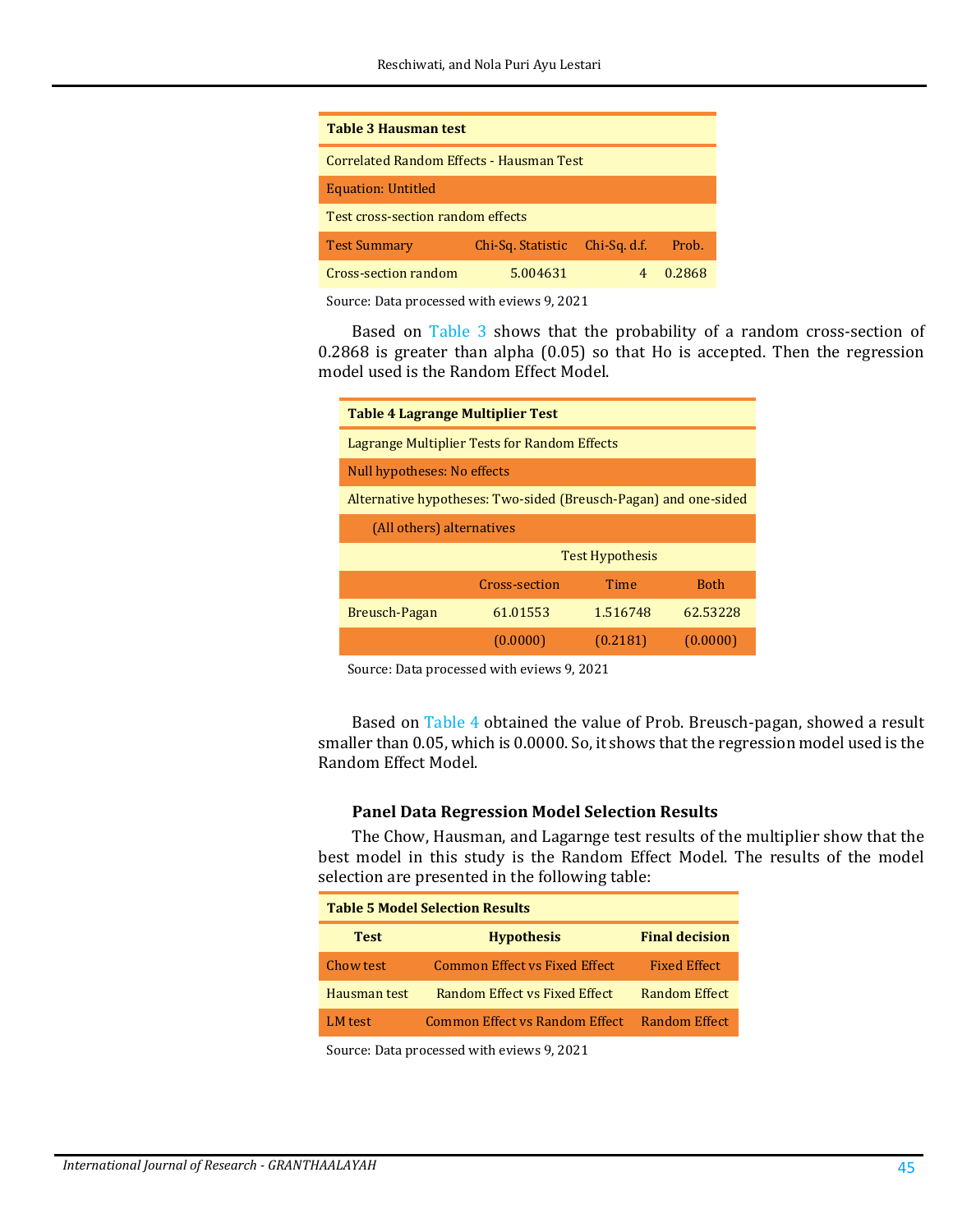**Table 3 Hausman test**

| Correlated Random Effects - Hausman Test | | | |
|---|---|---|---|
| Equation: Untitled | | | |
| Test cross-section random effects | | | |
| Test Summary | Chi-Sq. Statistic | Chi-Sq. d.f. | Prob. |
| Cross-section random | 5.004631 | 4 | 0.2868 |

Source: Data processed with eviews 9, 2021

Based on Table 3 shows that the probability of a random cross-section of 0.2868 is greater than alpha (0.05) so that Ho is accepted. Then the regression model used is the Random Effect Model.

**Table 4 Lagrange Multiplier Test**

| Lagrange Multiplier Tests for Random Effects | | | |
|---|---|---|---|
| Null hypotheses: No effects | | | |
| Alternative hypotheses: Two-sided (Breusch-Pagan) and one-sided | | | |
| (All others) alternatives | | | |
| | | Test Hypothesis | |
| | Cross-section | Time | Both |
| Breusch-Pagan | 61.01553 | 1.516748 | 62.53228 |
| | (0.0000) | (0.2181) | (0.0000) |

Source: Data processed with eviews 9, 2021

Based on Table 4 obtained the value of Prob. Breusch-pagan, showed a result smaller than 0.05, which is 0.0000. So, it shows that the regression model used is the Random Effect Model.

### Panel Data Regression Model Selection Results

The Chow, Hausman, and Lagarnge test results of the multiplier show that the best model in this study is the Random Effect Model. The results of the model selection are presented in the following table:

**Table 5 Model Selection Results**

| Test | Hypothesis | Final decision |
|---|---|---|
| Chow test | Common Effect vs Fixed Effect | Fixed Effect |
| Hausman test | Random Effect vs Fixed Effect | Random Effect |
| LM test | Common Effect vs Random Effect | Random Effect |

Source: Data processed with eviews 9, 2021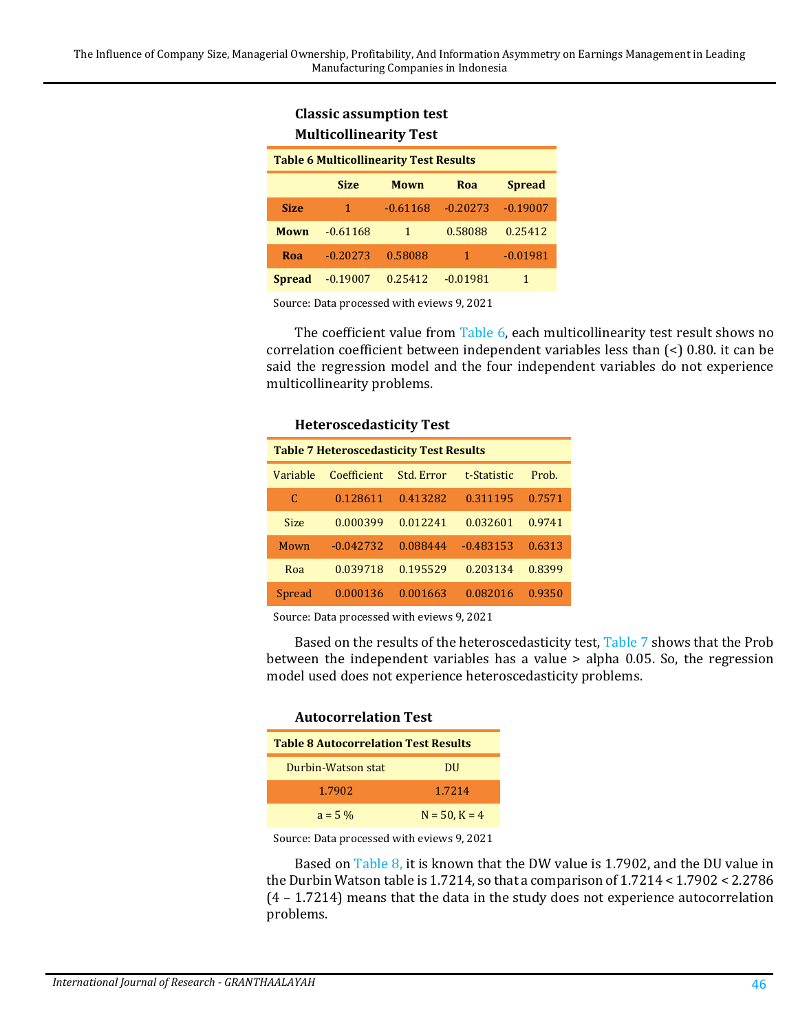### Classic assumption test

### Multicollinearity Test

**Table 6 Multicollinearity Test Results**

| | Size | Mown | Roa | Spread |
|---|---|---|---|---|
| **Size** | 1 | -0.61168 | -0.20273 | -0.19007 |
| **Mown** | -0.61168 | 1 | 0.58088 | 0.25412 |
| **Roa** | -0.20273 | 0.58088 | 1 | -0.01981 |
| **Spread** | -0.19007 | 0.25412 | -0.01981 | 1 |

Source: Data processed with eviews 9, 2021

The coefficient value from Table 6, each multicollinearity test result shows no correlation coefficient between independent variables less than (<) 0.80. it can be said the regression model and the four independent variables do not experience multicollinearity problems.

### Heteroscedasticity Test

**Table 7 Heteroscedasticity Test Results**

| Variable | Coefficient | Std. Error | t-Statistic | Prob. |
|---|---|---|---|---|
| C | 0.128611 | 0.413282 | 0.311195 | 0.7571 |
| Size | 0.000399 | 0.012241 | 0.032601 | 0.9741 |
| Mown | -0.042732 | 0.088444 | -0.483153 | 0.6313 |
| Roa | 0.039718 | 0.195529 | 0.203134 | 0.8399 |
| Spread | 0.000136 | 0.001663 | 0.082016 | 0.9350 |

Source: Data processed with eviews 9, 2021

Based on the results of the heteroscedasticity test, Table 7 shows that the Prob between the independent variables has a value > alpha 0.05. So, the regression model used does not experience heteroscedasticity problems.

### Autocorrelation Test

**Table 8 Autocorrelation Test Results**

| Durbin-Watson stat | DU |
|---|---|
| 1.7902 | 1.7214 |
| a = 5 % | N = 50, K = 4 |

Source: Data processed with eviews 9, 2021

Based on Table 8, it is known that the DW value is 1.7902, and the DU value in the Durbin Watson table is 1.7214, so that a comparison of 1.7214 < 1.7902 < 2.2786 (4 – 1.7214) means that the data in the study does not experience autocorrelation problems.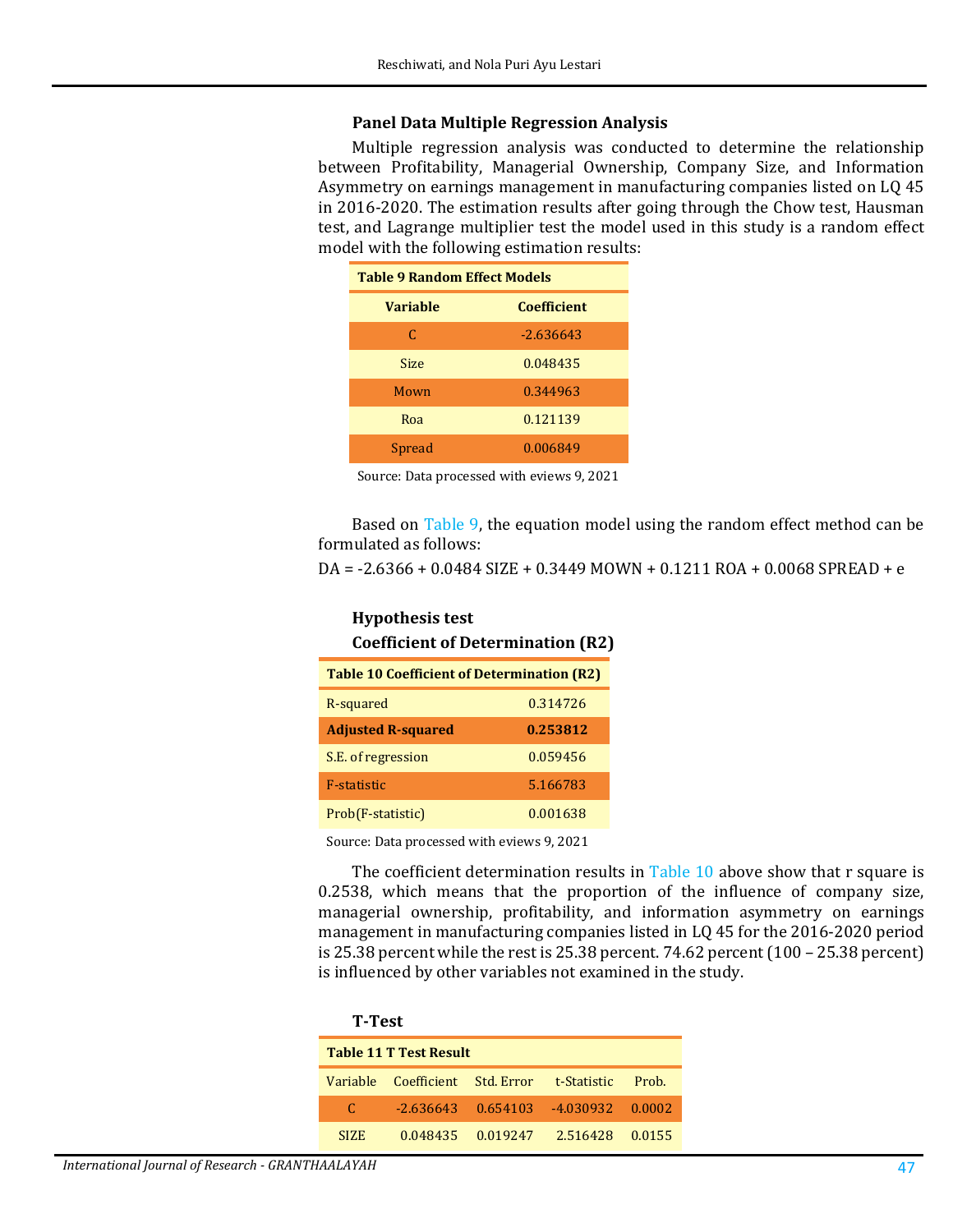### Panel Data Multiple Regression Analysis

Multiple regression analysis was conducted to determine the relationship between Profitability, Managerial Ownership, Company Size, and Information Asymmetry on earnings management in manufacturing companies listed on LQ 45 in 2016-2020. The estimation results after going through the Chow test, Hausman test, and Lagrange multiplier test the model used in this study is a random effect model with the following estimation results:

**Table 9 Random Effect Models**

| Variable | Coefficient |
|---|---|
| C | -2.636643 |
| Size | 0.048435 |
| Mown | 0.344963 |
| Roa | 0.121139 |
| Spread | 0.006849 |

Source: Data processed with eviews 9, 2021

Based on Table 9, the equation model using the random effect method can be formulated as follows:

DA = -2.6366 + 0.0484 SIZE + 0.3449 MOWN + 0.1211 ROA + 0.0068 SPREAD + e

### Hypothesis test

### Coefficient of Determination (R2)

**Table 10 Coefficient of Determination (R2)**

| | |
|---|---|
| R-squared | 0.314726 |
| **Adjusted R-squared** | **0.253812** |
| S.E. of regression | 0.059456 |
| F-statistic | 5.166783 |
| Prob(F-statistic) | 0.001638 |

Source: Data processed with eviews 9, 2021

The coefficient determination results in Table 10 above show that r square is 0.2538, which means that the proportion of the influence of company size, managerial ownership, profitability, and information asymmetry on earnings management in manufacturing companies listed in LQ 45 for the 2016-2020 period is 25.38 percent while the rest is 25.38 percent. 74.62 percent (100 – 25.38 percent) is influenced by other variables not examined in the study.

### T-Test

**Table 11 T Test Result**

| Variable | Coefficient | Std. Error | t-Statistic | Prob. |
|---|---|---|---|---|
| C | -2.636643 | 0.654103 | -4.030932 | 0.0002 |
| SIZE | 0.048435 | 0.019247 | 2.516428 | 0.0155 |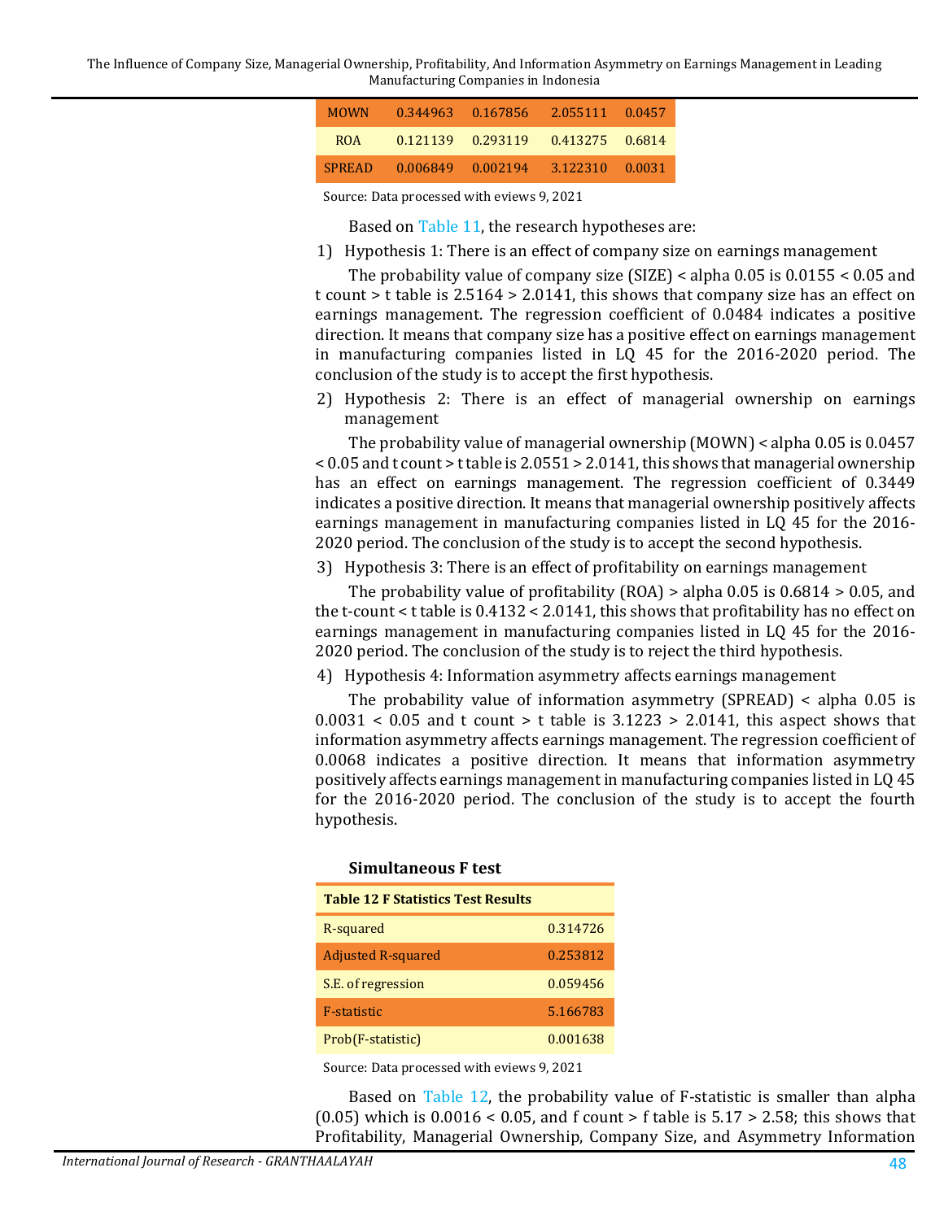| MOWN | 0.344963 | 0.167856 | 2.055111 | 0.0457 |
|---|---|---|---|---|
| ROA | 0.121139 | 0.293119 | 0.413275 | 0.6814 |
| SPREAD | 0.006849 | 0.002194 | 3.122310 | 0.0031 |

Source: Data processed with eviews 9, 2021

Based on Table 11, the research hypotheses are:

1) Hypothesis 1: There is an effect of company size on earnings management

The probability value of company size (SIZE) < alpha 0.05 is 0.0155 < 0.05 and t count > t table is 2.5164 > 2.0141, this shows that company size has an effect on earnings management. The regression coefficient of 0.0484 indicates a positive direction. It means that company size has a positive effect on earnings management in manufacturing companies listed in LQ 45 for the 2016-2020 period. The conclusion of the study is to accept the first hypothesis.

2) Hypothesis 2: There is an effect of managerial ownership on earnings management

The probability value of managerial ownership (MOWN) < alpha 0.05 is 0.0457 < 0.05 and t count > t table is 2.0551 > 2.0141, this shows that managerial ownership has an effect on earnings management. The regression coefficient of 0.3449 indicates a positive direction. It means that managerial ownership positively affects earnings management in manufacturing companies listed in LQ 45 for the 2016-2020 period. The conclusion of the study is to accept the second hypothesis.

3) Hypothesis 3: There is an effect of profitability on earnings management

The probability value of profitability (ROA) > alpha 0.05 is 0.6814 > 0.05, and the t-count < t table is 0.4132 < 2.0141, this shows that profitability has no effect on earnings management in manufacturing companies listed in LQ 45 for the 2016-2020 period. The conclusion of the study is to reject the third hypothesis.

4) Hypothesis 4: Information asymmetry affects earnings management

The probability value of information asymmetry (SPREAD) < alpha 0.05 is 0.0031 < 0.05 and t count > t table is 3.1223 > 2.0141, this aspect shows that information asymmetry affects earnings management. The regression coefficient of 0.0068 indicates a positive direction. It means that information asymmetry positively affects earnings management in manufacturing companies listed in LQ 45 for the 2016-2020 period. The conclusion of the study is to accept the fourth hypothesis.

**Simultaneous F test**

| **Table 12 F Statistics Test Results** | |
|---|---|
| R-squared | 0.314726 |
| Adjusted R-squared | 0.253812 |
| S.E. of regression | 0.059456 |
| F-statistic | 5.166783 |
| Prob(F-statistic) | 0.001638 |

Source: Data processed with eviews 9, 2021

Based on Table 12, the probability value of F-statistic is smaller than alpha (0.05) which is 0.0016 < 0.05, and f count > f table is 5.17 > 2.58; this shows that Profitability, Managerial Ownership, Company Size, and Asymmetry Information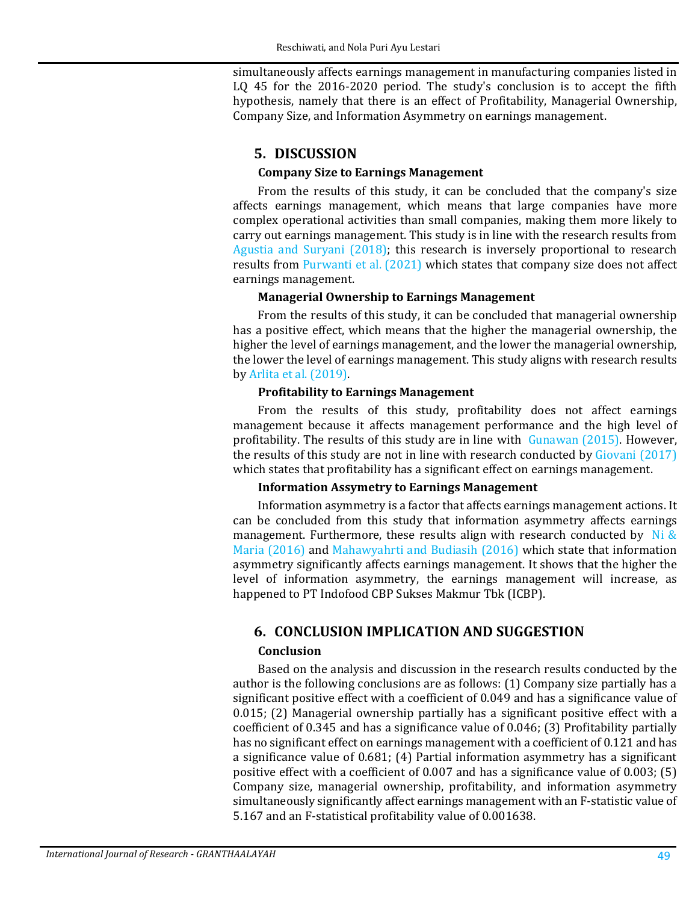simultaneously affects earnings management in manufacturing companies listed in LQ 45 for the 2016-2020 period. The study's conclusion is to accept the fifth hypothesis, namely that there is an effect of Profitability, Managerial Ownership, Company Size, and Information Asymmetry on earnings management.

## 5. DISCUSSION

### Company Size to Earnings Management

From the results of this study, it can be concluded that the company's size affects earnings management, which means that large companies have more complex operational activities than small companies, making them more likely to carry out earnings management. This study is in line with the research results from Agustia and Suryani (2018); this research is inversely proportional to research results from Purwanti et al. (2021) which states that company size does not affect earnings management.

### Managerial Ownership to Earnings Management

From the results of this study, it can be concluded that managerial ownership has a positive effect, which means that the higher the managerial ownership, the higher the level of earnings management, and the lower the managerial ownership, the lower the level of earnings management. This study aligns with research results by Arlita et al. (2019).

### Profitability to Earnings Management

From the results of this study, profitability does not affect earnings management because it affects management performance and the high level of profitability. The results of this study are in line with Gunawan (2015). However, the results of this study are not in line with research conducted by Giovani (2017) which states that profitability has a significant effect on earnings management.

### Information Assymetry to Earnings Management

Information asymmetry is a factor that affects earnings management actions. It can be concluded from this study that information asymmetry affects earnings management. Furthermore, these results align with research conducted by Ni & Maria (2016) and Mahawyahrti and Budiasih (2016) which state that information asymmetry significantly affects earnings management. It shows that the higher the level of information asymmetry, the earnings management will increase, as happened to PT Indofood CBP Sukses Makmur Tbk (ICBP).

## 6. CONCLUSION IMPLICATION AND SUGGESTION

### Conclusion

Based on the analysis and discussion in the research results conducted by the author is the following conclusions are as follows: (1) Company size partially has a significant positive effect with a coefficient of 0.049 and has a significance value of 0.015; (2) Managerial ownership partially has a significant positive effect with a coefficient of 0.345 and has a significance value of 0.046; (3) Profitability partially has no significant effect on earnings management with a coefficient of 0.121 and has a significance value of 0.681; (4) Partial information asymmetry has a significant positive effect with a coefficient of 0.007 and has a significance value of 0.003; (5) Company size, managerial ownership, profitability, and information asymmetry simultaneously significantly affect earnings management with an F-statistic value of 5.167 and an F-statistical profitability value of 0.001638.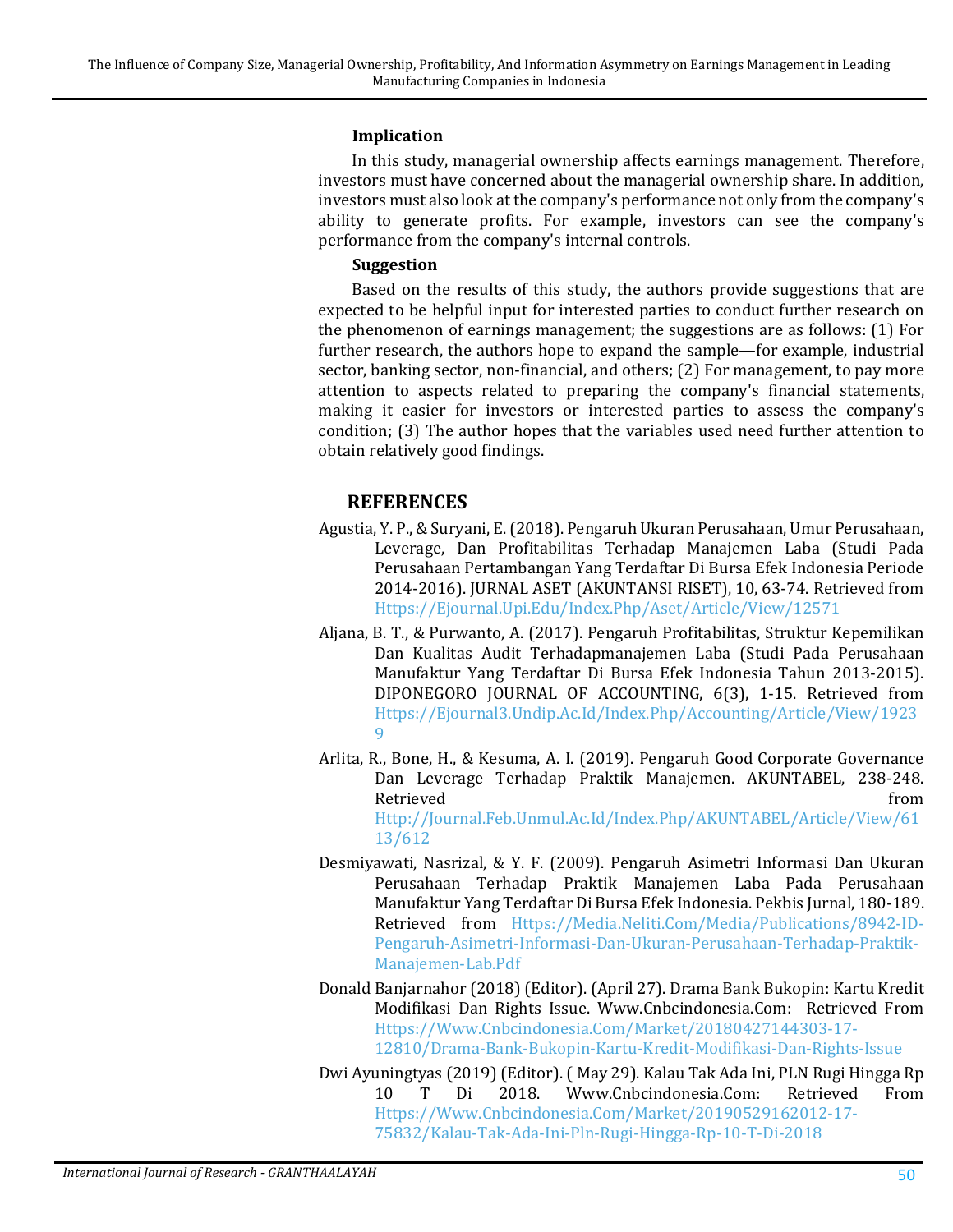### Implication

In this study, managerial ownership affects earnings management. Therefore, investors must have concerned about the managerial ownership share. In addition, investors must also look at the company's performance not only from the company's ability to generate profits. For example, investors can see the company's performance from the company's internal controls.

### Suggestion

Based on the results of this study, the authors provide suggestions that are expected to be helpful input for interested parties to conduct further research on the phenomenon of earnings management; the suggestions are as follows: (1) For further research, the authors hope to expand the sample—for example, industrial sector, banking sector, non-financial, and others; (2) For management, to pay more attention to aspects related to preparing the company's financial statements, making it easier for investors or interested parties to assess the company's condition; (3) The author hopes that the variables used need further attention to obtain relatively good findings.

## REFERENCES

Agustia, Y. P., & Suryani, E. (2018). Pengaruh Ukuran Perusahaan, Umur Perusahaan, Leverage, Dan Profitabilitas Terhadap Manajemen Laba (Studi Pada Perusahaan Pertambangan Yang Terdaftar Di Bursa Efek Indonesia Periode 2014-2016). JURNAL ASET (AKUNTANSI RISET), 10, 63-74. Retrieved from Https://Ejournal.Upi.Edu/Index.Php/Aset/Article/View/12571

Aljana, B. T., & Purwanto, A. (2017). Pengaruh Profitabilitas, Struktur Kepemilikan Dan Kualitas Audit Terhadapmanajemen Laba (Studi Pada Perusahaan Manufaktur Yang Terdaftar Di Bursa Efek Indonesia Tahun 2013-2015). DIPONEGORO JOURNAL OF ACCOUNTING, 6(3), 1-15. Retrieved from Https://Ejournal3.Undip.Ac.Id/Index.Php/Accounting/Article/View/19239

Arlita, R., Bone, H., & Kesuma, A. I. (2019). Pengaruh Good Corporate Governance Dan Leverage Terhadap Praktik Manajemen. AKUNTABEL, 238-248. Retrieved from Http://Journal.Feb.Unmul.Ac.Id/Index.Php/AKUNTABEL/Article/View/6113/612

Desmiyawati, Nasrizal, & Y. F. (2009). Pengaruh Asimetri Informasi Dan Ukuran Perusahaan Terhadap Praktik Manajemen Laba Pada Perusahaan Manufaktur Yang Terdaftar Di Bursa Efek Indonesia. Pekbis Jurnal, 180-189. Retrieved from Https://Media.Neliti.Com/Media/Publications/8942-ID-Pengaruh-Asimetri-Informasi-Dan-Ukuran-Perusahaan-Terhadap-Praktik-Manajemen-Lab.Pdf

Donald Banjarnahor (2018) (Editor). (April 27). Drama Bank Bukopin: Kartu Kredit Modifikasi Dan Rights Issue. Www.Cnbcindonesia.Com: Retrieved From Https://Www.Cnbcindonesia.Com/Market/20180427144303-17-12810/Drama-Bank-Bukopin-Kartu-Kredit-Modifikasi-Dan-Rights-Issue

Dwi Ayuningtyas (2019) (Editor). ( May 29). Kalau Tak Ada Ini, PLN Rugi Hingga Rp 10 T Di 2018. Www.Cnbcindonesia.Com: Retrieved From Https://Www.Cnbcindonesia.Com/Market/20190529162012-17-75832/Kalau-Tak-Ada-Ini-Pln-Rugi-Hingga-Rp-10-T-Di-2018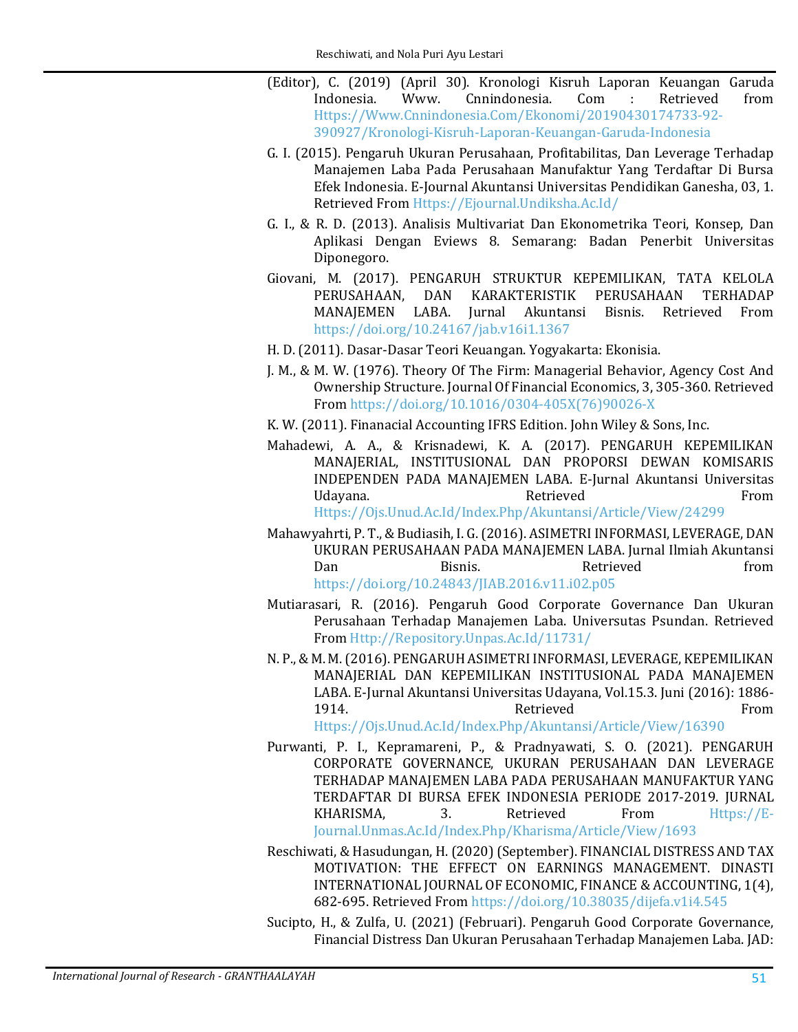(Editor), C. (2019) (April 30). Kronologi Kisruh Laporan Keuangan Garuda Indonesia. Www. Cnnindonesia. Com : Retrieved from Https://Www.Cnnindonesia.Com/Ekonomi/20190430174733-92-390927/Kronologi-Kisruh-Laporan-Keuangan-Garuda-Indonesia

G. I. (2015). Pengaruh Ukuran Perusahaan, Profitabilitas, Dan Leverage Terhadap Manajemen Laba Pada Perusahaan Manufaktur Yang Terdaftar Di Bursa Efek Indonesia. E-Journal Akuntansi Universitas Pendidikan Ganesha, 03, 1. Retrieved From Https://Ejournal.Undiksha.Ac.Id/

G. I., & R. D. (2013). Analisis Multivariat Dan Ekonometrika Teori, Konsep, Dan Aplikasi Dengan Eviews 8. Semarang: Badan Penerbit Universitas Diponegoro.

Giovani, M. (2017). PENGARUH STRUKTUR KEPEMILIKAN, TATA KELOLA PERUSAHAAN, DAN KARAKTERISTIK PERUSAHAAN TERHADAP MANAJEMEN LABA. Jurnal Akuntansi Bisnis. Retrieved From https://doi.org/10.24167/jab.v16i1.1367

H. D. (2011). Dasar-Dasar Teori Keuangan. Yogyakarta: Ekonisia.

J. M., & M. W. (1976). Theory Of The Firm: Managerial Behavior, Agency Cost And Ownership Structure. Journal Of Financial Economics, 3, 305-360. Retrieved From https://doi.org/10.1016/0304-405X(76)90026-X

K. W. (2011). Finanacial Accounting IFRS Edition. John Wiley & Sons, Inc.

Mahadewi, A. A., & Krisnadewi, K. A. (2017). PENGARUH KEPEMILIKAN MANAJERIAL, INSTITUSIONAL DAN PROPORSI DEWAN KOMISARIS INDEPENDEN PADA MANAJEMEN LABA. E-Jurnal Akuntansi Universitas Udayana. Retrieved From Https://Ojs.Unud.Ac.Id/Index.Php/Akuntansi/Article/View/24299

Mahawyahrti, P. T., & Budiasih, I. G. (2016). ASIMETRI INFORMASI, LEVERAGE, DAN UKURAN PERUSAHAAN PADA MANAJEMEN LABA. Jurnal Ilmiah Akuntansi Dan Bisnis. Retrieved from https://doi.org/10.24843/JIAB.2016.v11.i02.p05

Mutiarasari, R. (2016). Pengaruh Good Corporate Governance Dan Ukuran Perusahaan Terhadap Manajemen Laba. Universutas Psundan. Retrieved From Http://Repository.Unpas.Ac.Id/11731/

N. P., & M. M. (2016). PENGARUH ASIMETRI INFORMASI, LEVERAGE, KEPEMILIKAN MANAJERIAL DAN KEPEMILIKAN INSTITUSIONAL PADA MANAJEMEN LABA. E-Jurnal Akuntansi Universitas Udayana, Vol.15.3. Juni (2016): 1886-1914. Retrieved From Https://Ojs.Unud.Ac.Id/Index.Php/Akuntansi/Article/View/16390

Purwanti, P. I., Kepramareni, P., & Pradnyawati, S. O. (2021). PENGARUH CORPORATE GOVERNANCE, UKURAN PERUSAHAAN DAN LEVERAGE TERHADAP MANAJEMEN LABA PADA PERUSAHAAN MANUFAKTUR YANG TERDAFTAR DI BURSA EFEK INDONESIA PERIODE 2017-2019. JURNAL KHARISMA, 3. Retrieved From Https://E-Journal.Unmas.Ac.Id/Index.Php/Kharisma/Article/View/1693

Reschiwati, & Hasudungan, H. (2020) (September). FINANCIAL DISTRESS AND TAX MOTIVATION: THE EFFECT ON EARNINGS MANAGEMENT. DINASTI INTERNATIONAL JOURNAL OF ECONOMIC, FINANCE & ACCOUNTING, 1(4), 682-695. Retrieved From https://doi.org/10.38035/dijefa.v1i4.545

Sucipto, H., & Zulfa, U. (2021) (Februari). Pengaruh Good Corporate Governance, Financial Distress Dan Ukuran Perusahaan Terhadap Manajemen Laba. JAD: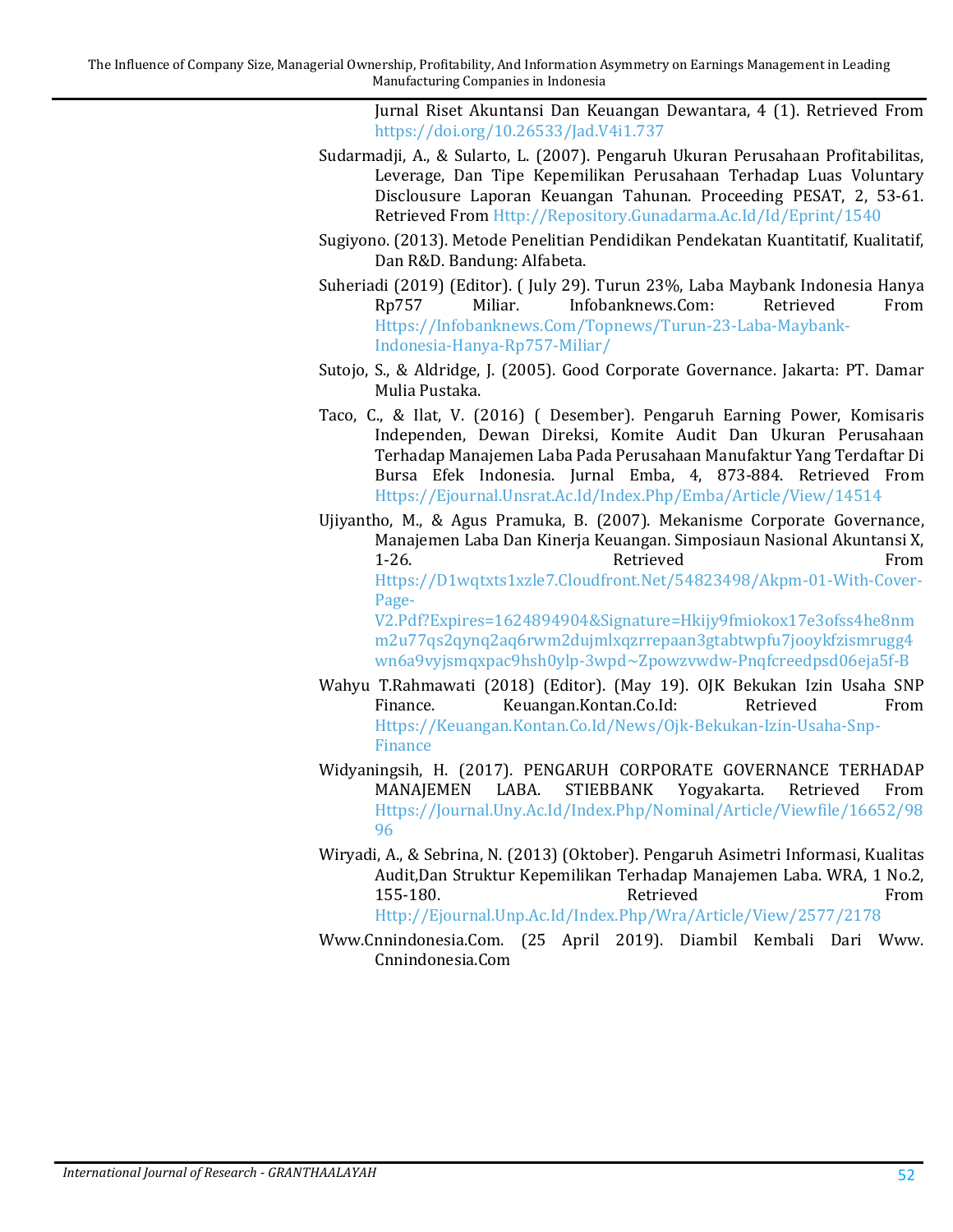Jurnal Riset Akuntansi Dan Keuangan Dewantara, 4 (1). Retrieved From https://doi.org/10.26533/Jad.V4i1.737

Sudarmadji, A., & Sularto, L. (2007). Pengaruh Ukuran Perusahaan Profitabilitas, Leverage, Dan Tipe Kepemilikan Perusahaan Terhadap Luas Voluntary Disclousure Laporan Keuangan Tahunan. Proceeding PESAT, 2, 53-61. Retrieved From Http://Repository.Gunadarma.Ac.Id/Id/Eprint/1540

Sugiyono. (2013). Metode Penelitian Pendidikan Pendekatan Kuantitatif, Kualitatif, Dan R&D. Bandung: Alfabeta.

Suheriadi (2019) (Editor). ( July 29). Turun 23%, Laba Maybank Indonesia Hanya Rp757 Miliar. Infobanknews.Com: Retrieved From Https://Infobanknews.Com/Topnews/Turun-23-Laba-Maybank-Indonesia-Hanya-Rp757-Miliar/

Sutojo, S., & Aldridge, J. (2005). Good Corporate Governance. Jakarta: PT. Damar Mulia Pustaka.

Taco, C., & Ilat, V. (2016) ( Desember). Pengaruh Earning Power, Komisaris Independen, Dewan Direksi, Komite Audit Dan Ukuran Perusahaan Terhadap Manajemen Laba Pada Perusahaan Manufaktur Yang Terdaftar Di Bursa Efek Indonesia. Jurnal Emba, 4, 873-884. Retrieved From Https://Ejournal.Unsrat.Ac.Id/Index.Php/Emba/Article/View/14514

Ujiyantho, M., & Agus Pramuka, B. (2007). Mekanisme Corporate Governance, Manajemen Laba Dan Kinerja Keuangan. Simposiaun Nasional Akuntansi X, 1-26. Retrieved From Https://D1wqtxts1xzle7.Cloudfront.Net/54823498/Akpm-01-With-Cover-Page-V2.Pdf?Expires=1624894904&Signature=Hkijy9fmiokox17e3ofss4he8nmm2u77qs2qynq2aq6rwm2dujmlxqzrrepaan3gtabtwpfu7jooykfzismrugg4wn6a9vyjsmqxpac9hsh0ylp-3wpd~Zpowzvwdw-Pnqfcreedpsd06eja5f-B

Wahyu T.Rahmawati (2018) (Editor). (May 19). OJK Bekukan Izin Usaha SNP Finance. Keuangan.Kontan.Co.Id: Retrieved From Https://Keuangan.Kontan.Co.Id/News/Ojk-Bekukan-Izin-Usaha-Snp-Finance

Widyaningsih, H. (2017). PENGARUH CORPORATE GOVERNANCE TERHADAP MANAJEMEN LABA. STIEBBANK Yogyakarta. Retrieved From Https://Journal.Uny.Ac.Id/Index.Php/Nominal/Article/Viewfile/16652/9896

Wiryadi, A., & Sebrina, N. (2013) (Oktober). Pengaruh Asimetri Informasi, Kualitas Audit,Dan Struktur Kepemilikan Terhadap Manajemen Laba. WRA, 1 No.2, 155-180. Retrieved From Http://Ejournal.Unp.Ac.Id/Index.Php/Wra/Article/View/2577/2178

Www.Cnnindonesia.Com. (25 April 2019). Diambil Kembali Dari Www. Cnnindonesia.Com